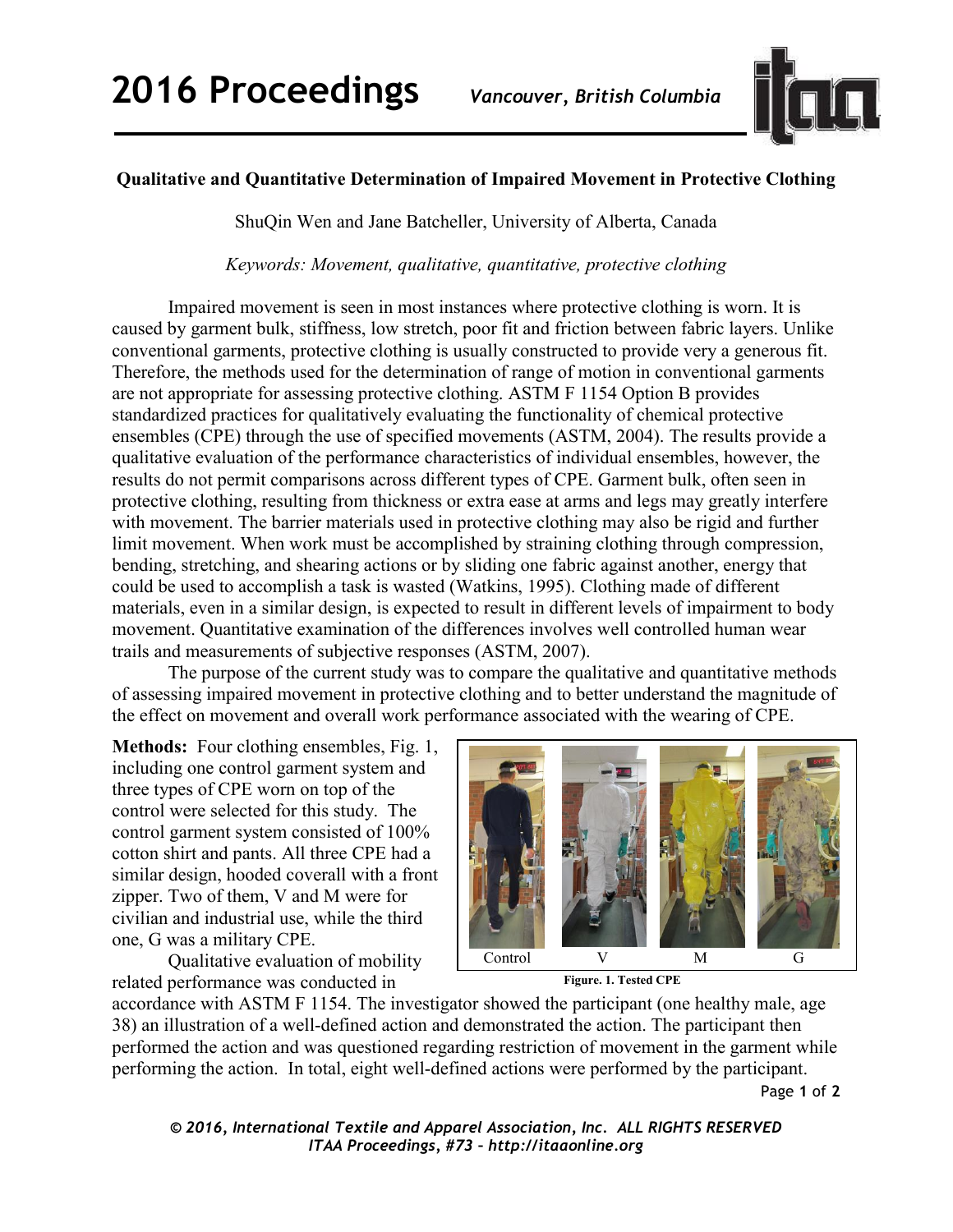# Qualitative and Quantitative Determination of Impaired Movement in Protective Clothing

ShuQin Wen and Jane Batcheller, University of Alberta, Canada

*Keywords: Movement, qualitative, quantitative, protective clothing*

Impaired movement is seen in most instances where protective clothing is worn. It is caused by garment bulk, stiffness, low stretch, poor fit and friction between fabric layers. Unlike conventional garments, protective clothing is usually constructed to provide very a generous fit. Therefore, the methods used for the determination of range of motion in conventional garments are not appropriate for assessing protective clothing. ASTM F 1154 Option B provides standardized practices for qualitatively evaluating the functionality of chemical protective ensembles (CPE) through the use of specified movements (ASTM, 2004). The results provide a qualitative evaluation of the performance characteristics of individual ensembles, however, the results do not permit comparisons across different types of CPE. Garment bulk, often seen in protective clothing, resulting from thickness or extra ease at arms and legs may greatly interfere with movement. The barrier materials used in protective clothing may also be rigid and further limit movement. When work must be accomplished by straining clothing through compression, bending, stretching, and shearing actions or by sliding one fabric against another, energy that could be used to accomplish a task is wasted (Watkins, 1995). Clothing made of different materials, even in a similar design, is expected to result in different levels of impairment to body movement. Quantitative examination of the differences involves well controlled human wear trails and measurements of subjective responses (ASTM, 2007).

The purpose of the current study was to compare the qualitative and quantitative methods of assessing impaired movement in protective clothing and to better understand the magnitude of the effect on movement and overall work performance associated with the wearing of CPE.

**Methods:** Four clothing ensembles, Fig. 1, including one control garment system and three types of CPE worn on top of the control were selected for this study. The control garment system consisted of 100% cotton shirt and pants. All three CPE had a similar design, hooded coverall with a front zipper. Two of them, V and M were for civilian and industrial use, while the third one, G was a military CPE.

Control V M G

**Figure. 1. Tested CPE**

Qualitative evaluation of mobility related performance was conducted in accordance with ASTM F 1154. The investigator showed the participant (one healthy male, age 38) an illustration of a well-defined action and demonstrated the action. The participant then performed the action and was questioned regarding restriction of movement in the garment while performing the action. In total, eight well-defined actions were performed by the participant.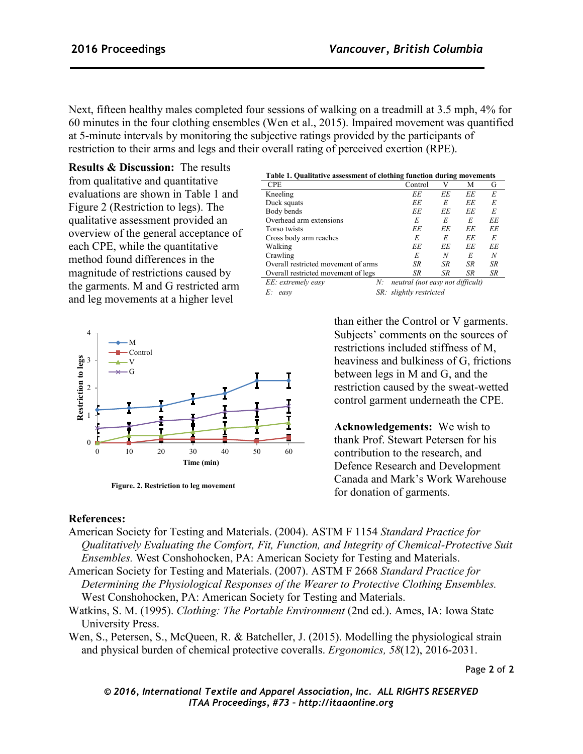Next, fifteen healthy males completed four sessions of walking on a treadmill at 3.5 mph, 4% for 60 minutes in the four clothing ensembles (Wen et al., 2015). Impaired movement was quantified at 5-minute intervals by monitoring the subjective ratings provided by the participants of restriction to their arms and legs and their overall rating of perceived exertion (RPE).

**Results & Discussion:** The results from qualitative and quantitative evaluations are shown in Table 1 and Figure 2 (Restriction to legs). The qualitative assessment provided an overview of the general acceptance of each CPE, while the quantitative method found differences in the magnitude of restrictions caused by the garments. M and G restricted arm and leg movements at a higher level than either the Control or V garments. Subjects' comments on the sources of restrictions included stiffness of M, heaviness and bulkiness of G, frictions between legs in M and G, and the restriction caused by the sweat-wetted control garment underneath the CPE.

**Table 1. Qualitative assessment of clothing function during movements**

| CPE | Control | V | M | G |
|---|---|---|---|---|
| Kneeling | *EE* | *EE* | *EE* | *E* |
| Duck squats | *EE* | *E* | *EE* | *E* |
| Body bends | *EE* | *EE* | *EE* | *E* |
| Overhead arm extensions | *E* | *E* | *E* | *EE* |
| Torso twists | *EE* | *EE* | *EE* | *EE* |
| Cross body arm reaches | *E* | *E* | *EE* | *E* |
| Walking | *EE* | *EE* | *EE* | *EE* |
| Crawling | *E* | *N* | *E* | *N* |
| Overall restricted movement of arms | *SR* | *SR* | *SR* | *SR* |
| Overall restricted movement of legs | *SR* | *SR* | *SR* | *SR* |

*EE: extremely easy* *N: neutral (not easy not difficult)*
*E: easy* *SR: slightly restricted*

Restriction to legs
4
3
2
1
0
0 10 20 30 40 50 60
Time (min)
M
Control
V
G

**Figure. 2. Restriction to leg movement**

**Acknowledgements:** We wish to thank Prof. Stewart Petersen for his contribution to the research, and Defence Research and Development Canada and Mark's Work Warehouse for donation of garments.

**References:**

American Society for Testing and Materials. (2004). ASTM F 1154 *Standard Practice for Qualitatively Evaluating the Comfort, Fit, Function, and Integrity of Chemical-Protective Suit Ensembles.* West Conshohocken, PA: American Society for Testing and Materials.

American Society for Testing and Materials. (2007). ASTM F 2668 *Standard Practice for Determining the Physiological Responses of the Wearer to Protective Clothing Ensembles.* West Conshohocken, PA: American Society for Testing and Materials.

Watkins, S. M. (1995). *Clothing: The Portable Environment* (2nd ed.). Ames, IA: Iowa State University Press.

Wen, S., Petersen, S., McQueen, R. & Batcheller, J. (2015). Modelling the physiological strain and physical burden of chemical protective coveralls. *Ergonomics, 58*(12), 2016-2031.